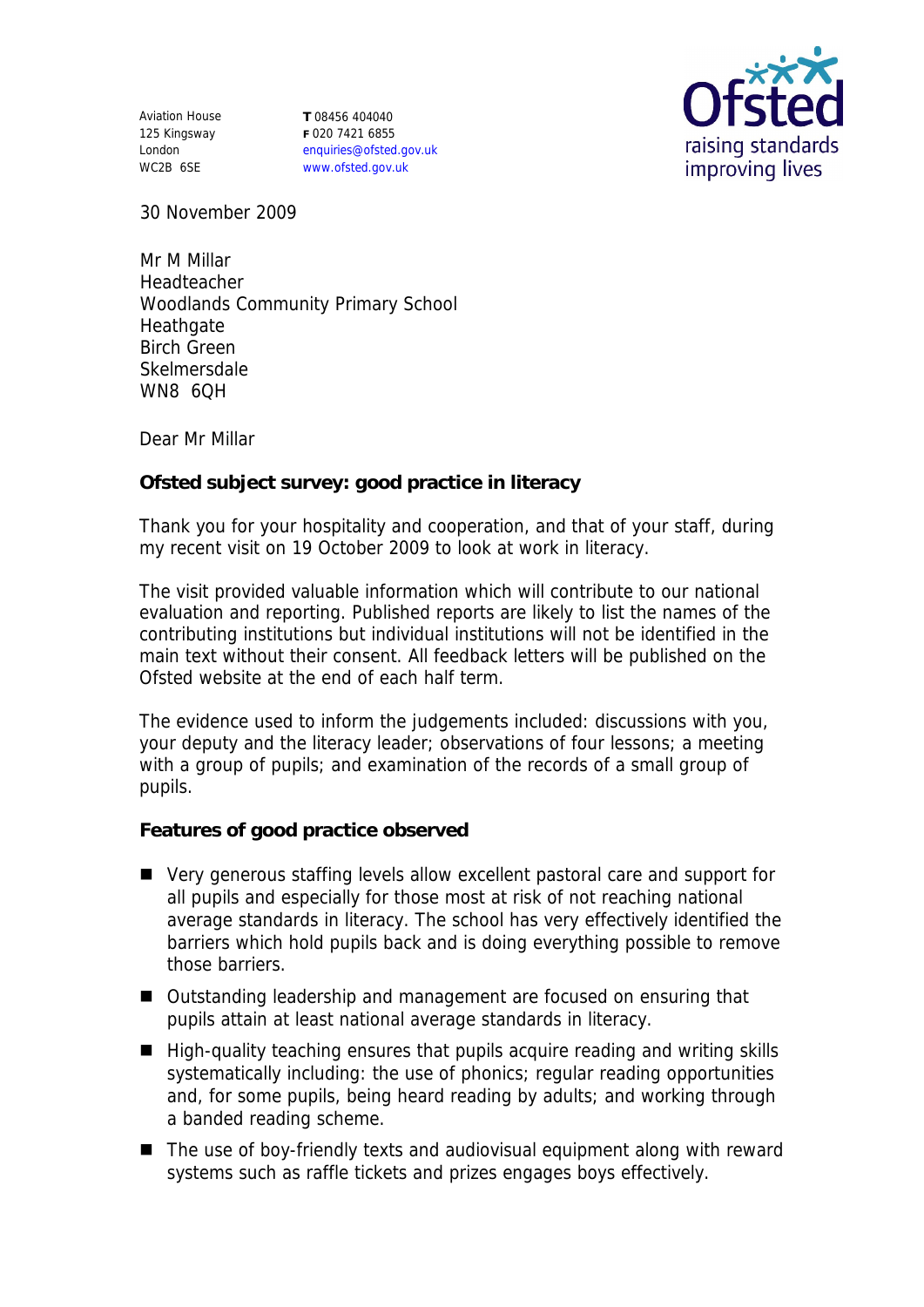Aviation House
125 Kingsway
London
WC2B 6SE

**T** 08456 404040
**F** 020 7421 6855
enquiries@ofsted.gov.uk
www.ofsted.gov.uk

Ofsted
raising standards
improving lives

30 November 2009

Mr M Millar
Headteacher
Woodlands Community Primary School
Heathgate
Birch Green
Skelmersdale
WN8 6QH

Dear Mr Millar

**Ofsted subject survey: good practice in literacy**

Thank you for your hospitality and cooperation, and that of your staff, during my recent visit on 19 October 2009 to look at work in literacy.

The visit provided valuable information which will contribute to our national evaluation and reporting. Published reports are likely to list the names of the contributing institutions but individual institutions will not be identified in the main text without their consent. All feedback letters will be published on the Ofsted website at the end of each half term.

The evidence used to inform the judgements included: discussions with you, your deputy and the literacy leader; observations of four lessons; a meeting with a group of pupils; and examination of the records of a small group of pupils.

**Features of good practice observed**

- Very generous staffing levels allow excellent pastoral care and support for all pupils and especially for those most at risk of not reaching national average standards in literacy. The school has very effectively identified the barriers which hold pupils back and is doing everything possible to remove those barriers.
- Outstanding leadership and management are focused on ensuring that pupils attain at least national average standards in literacy.
- High-quality teaching ensures that pupils acquire reading and writing skills systematically including: the use of phonics; regular reading opportunities and, for some pupils, being heard reading by adults; and working through a banded reading scheme.
- The use of boy-friendly texts and audiovisual equipment along with reward systems such as raffle tickets and prizes engages boys effectively.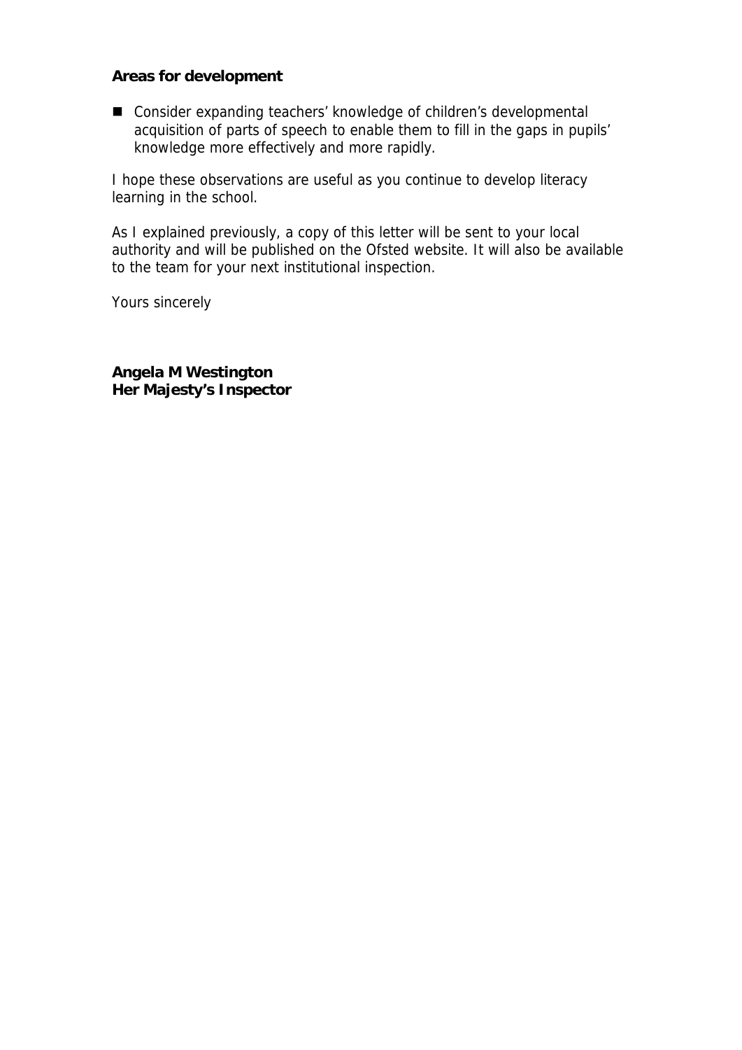**Areas for development**

- Consider expanding teachers' knowledge of children's developmental acquisition of parts of speech to enable them to fill in the gaps in pupils' knowledge more effectively and more rapidly.

I hope these observations are useful as you continue to develop literacy learning in the school.

As I explained previously, a copy of this letter will be sent to your local authority and will be published on the Ofsted website. It will also be available to the team for your next institutional inspection.

Yours sincerely

**Angela M Westington**
**Her Majesty's Inspector**